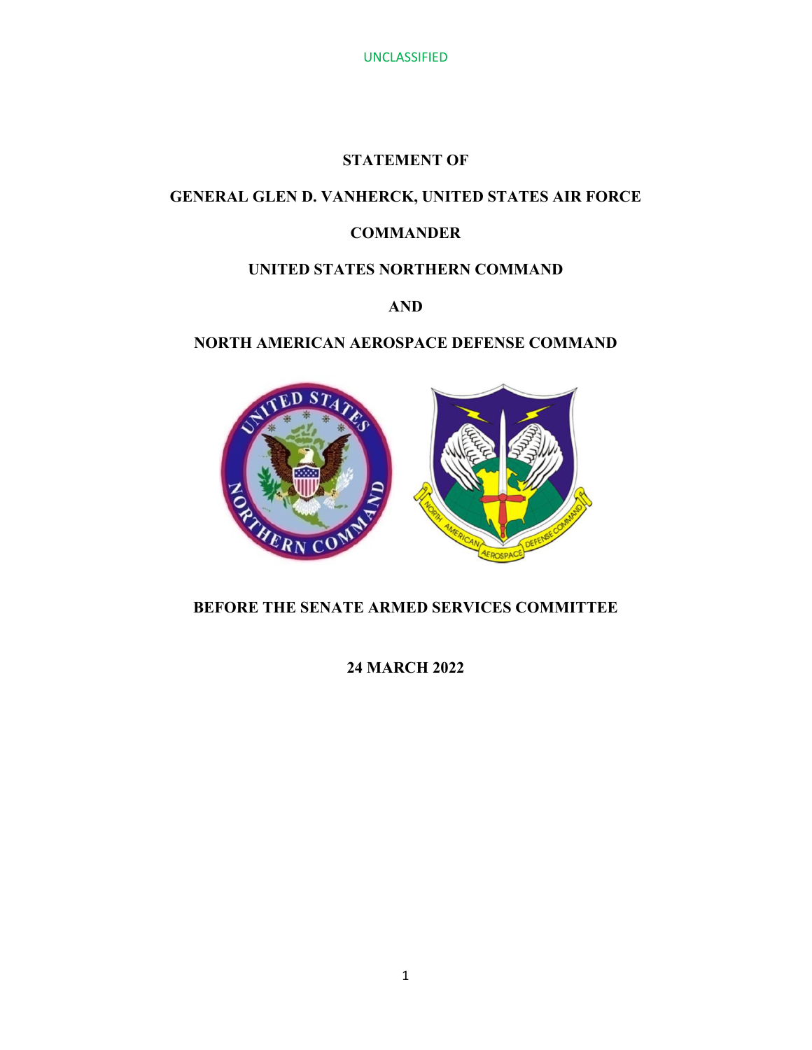UNCLASSIFIED

**STATEMENT OF**

**GENERAL GLEN D. VANHERCK, UNITED STATES AIR FORCE**

**COMMANDER**

**UNITED STATES NORTHERN COMMAND**

**AND**

**NORTH AMERICAN AEROSPACE DEFENSE COMMAND**

**BEFORE THE SENATE ARMED SERVICES COMMITTEE**

**24 MARCH 2022**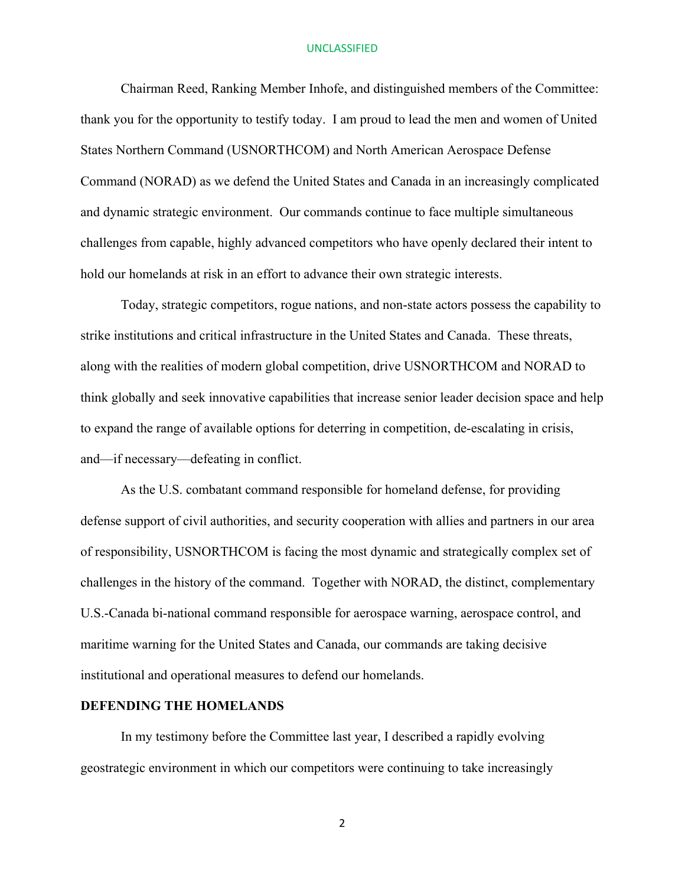Chairman Reed, Ranking Member Inhofe, and distinguished members of the Committee: thank you for the opportunity to testify today. I am proud to lead the men and women of United States Northern Command (USNORTHCOM) and North American Aerospace Defense Command (NORAD) as we defend the United States and Canada in an increasingly complicated and dynamic strategic environment. Our commands continue to face multiple simultaneous challenges from capable, highly advanced competitors who have openly declared their intent to hold our homelands at risk in an effort to advance their own strategic interests.

Today, strategic competitors, rogue nations, and non-state actors possess the capability to strike institutions and critical infrastructure in the United States and Canada. These threats, along with the realities of modern global competition, drive USNORTHCOM and NORAD to think globally and seek innovative capabilities that increase senior leader decision space and help to expand the range of available options for deterring in competition, de-escalating in crisis, and—if necessary—defeating in conflict.

As the U.S. combatant command responsible for homeland defense, for providing defense support of civil authorities, and security cooperation with allies and partners in our area of responsibility, USNORTHCOM is facing the most dynamic and strategically complex set of challenges in the history of the command. Together with NORAD, the distinct, complementary U.S.-Canada bi-national command responsible for aerospace warning, aerospace control, and maritime warning for the United States and Canada, our commands are taking decisive institutional and operational measures to defend our homelands.

## DEFENDING THE HOMELANDS

In my testimony before the Committee last year, I described a rapidly evolving geostrategic environment in which our competitors were continuing to take increasingly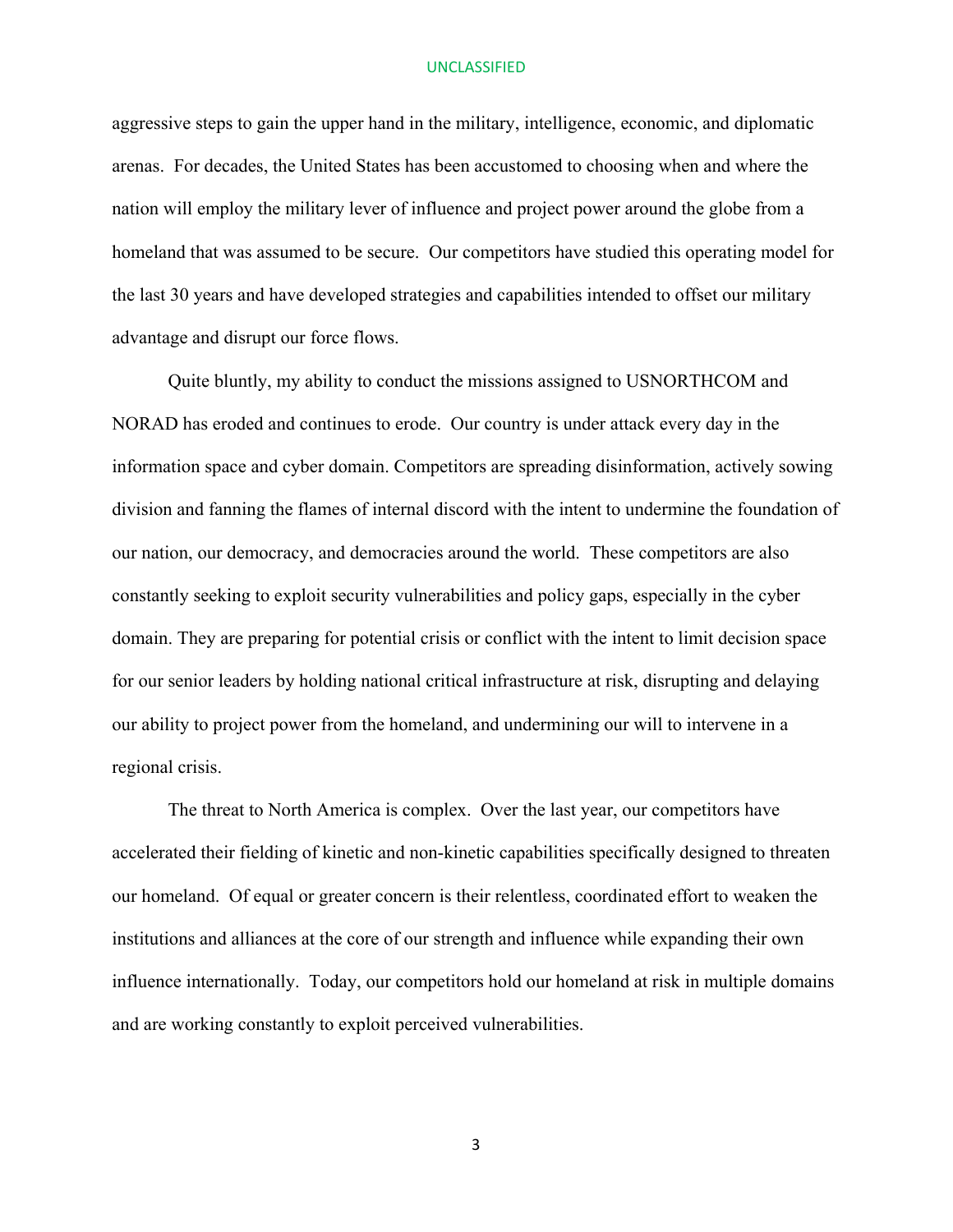aggressive steps to gain the upper hand in the military, intelligence, economic, and diplomatic arenas. For decades, the United States has been accustomed to choosing when and where the nation will employ the military lever of influence and project power around the globe from a homeland that was assumed to be secure. Our competitors have studied this operating model for the last 30 years and have developed strategies and capabilities intended to offset our military advantage and disrupt our force flows.

Quite bluntly, my ability to conduct the missions assigned to USNORTHCOM and NORAD has eroded and continues to erode. Our country is under attack every day in the information space and cyber domain. Competitors are spreading disinformation, actively sowing division and fanning the flames of internal discord with the intent to undermine the foundation of our nation, our democracy, and democracies around the world. These competitors are also constantly seeking to exploit security vulnerabilities and policy gaps, especially in the cyber domain. They are preparing for potential crisis or conflict with the intent to limit decision space for our senior leaders by holding national critical infrastructure at risk, disrupting and delaying our ability to project power from the homeland, and undermining our will to intervene in a regional crisis.

The threat to North America is complex. Over the last year, our competitors have accelerated their fielding of kinetic and non-kinetic capabilities specifically designed to threaten our homeland. Of equal or greater concern is their relentless, coordinated effort to weaken the institutions and alliances at the core of our strength and influence while expanding their own influence internationally. Today, our competitors hold our homeland at risk in multiple domains and are working constantly to exploit perceived vulnerabilities.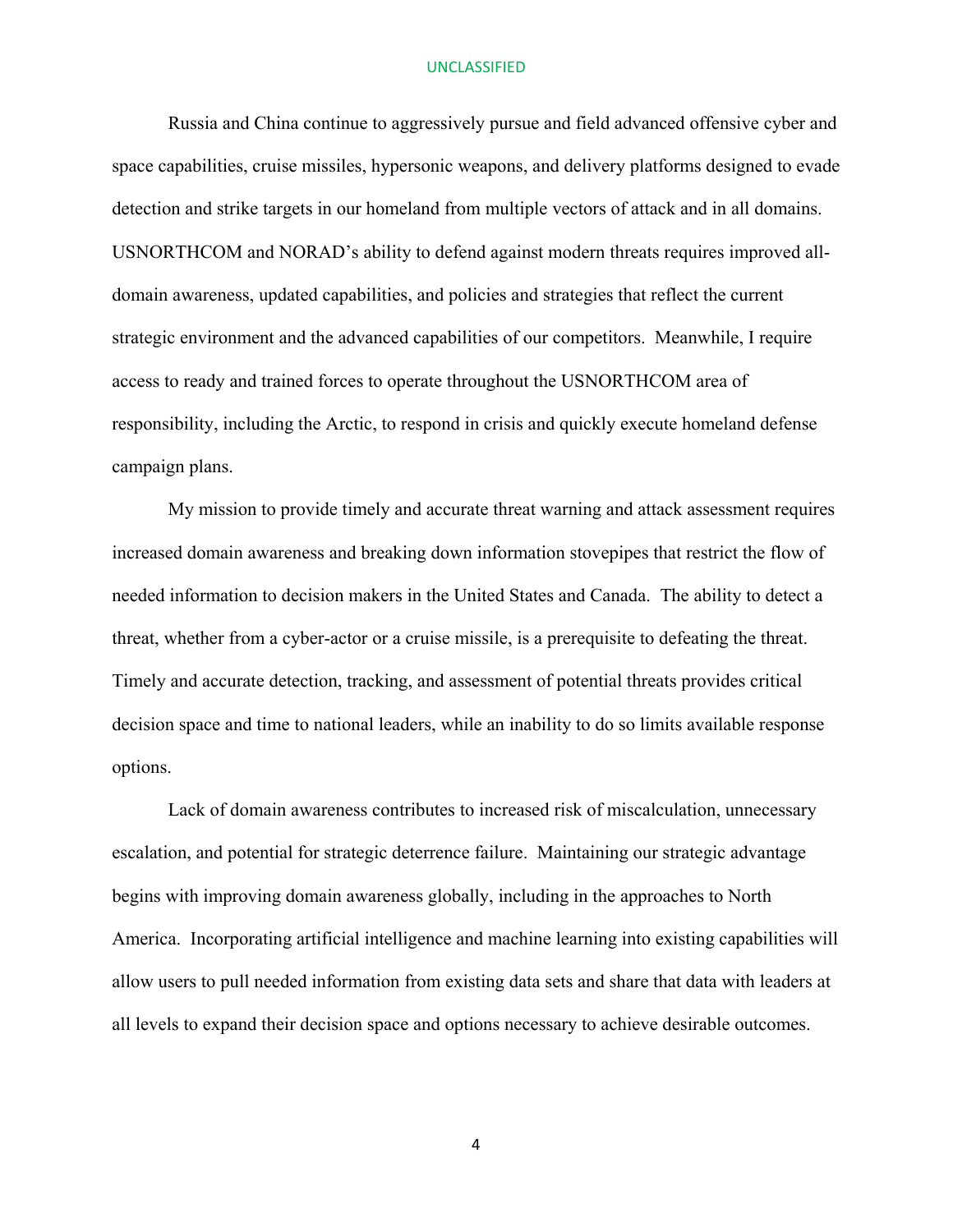Russia and China continue to aggressively pursue and field advanced offensive cyber and space capabilities, cruise missiles, hypersonic weapons, and delivery platforms designed to evade detection and strike targets in our homeland from multiple vectors of attack and in all domains. USNORTHCOM and NORAD's ability to defend against modern threats requires improved all-domain awareness, updated capabilities, and policies and strategies that reflect the current strategic environment and the advanced capabilities of our competitors. Meanwhile, I require access to ready and trained forces to operate throughout the USNORTHCOM area of responsibility, including the Arctic, to respond in crisis and quickly execute homeland defense campaign plans.

My mission to provide timely and accurate threat warning and attack assessment requires increased domain awareness and breaking down information stovepipes that restrict the flow of needed information to decision makers in the United States and Canada. The ability to detect a threat, whether from a cyber-actor or a cruise missile, is a prerequisite to defeating the threat. Timely and accurate detection, tracking, and assessment of potential threats provides critical decision space and time to national leaders, while an inability to do so limits available response options.

Lack of domain awareness contributes to increased risk of miscalculation, unnecessary escalation, and potential for strategic deterrence failure. Maintaining our strategic advantage begins with improving domain awareness globally, including in the approaches to North America. Incorporating artificial intelligence and machine learning into existing capabilities will allow users to pull needed information from existing data sets and share that data with leaders at all levels to expand their decision space and options necessary to achieve desirable outcomes.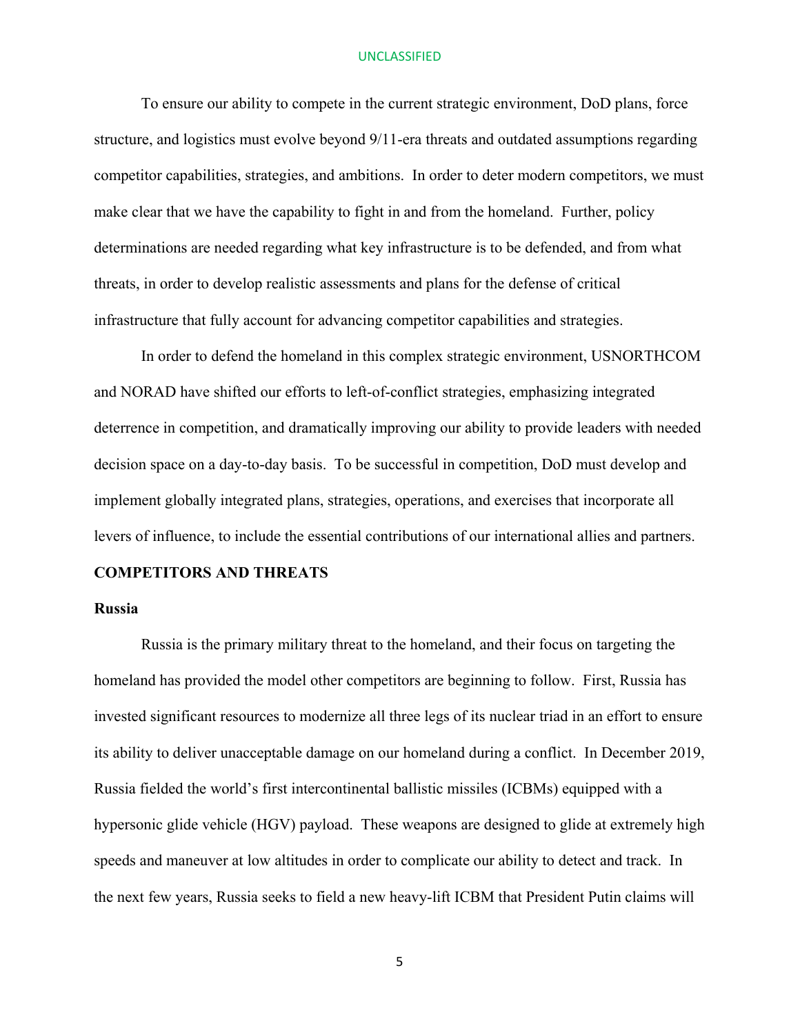To ensure our ability to compete in the current strategic environment, DoD plans, force structure, and logistics must evolve beyond 9/11-era threats and outdated assumptions regarding competitor capabilities, strategies, and ambitions. In order to deter modern competitors, we must make clear that we have the capability to fight in and from the homeland. Further, policy determinations are needed regarding what key infrastructure is to be defended, and from what threats, in order to develop realistic assessments and plans for the defense of critical infrastructure that fully account for advancing competitor capabilities and strategies.

In order to defend the homeland in this complex strategic environment, USNORTHCOM and NORAD have shifted our efforts to left-of-conflict strategies, emphasizing integrated deterrence in competition, and dramatically improving our ability to provide leaders with needed decision space on a day-to-day basis. To be successful in competition, DoD must develop and implement globally integrated plans, strategies, operations, and exercises that incorporate all levers of influence, to include the essential contributions of our international allies and partners.

## COMPETITORS AND THREATS

### Russia

Russia is the primary military threat to the homeland, and their focus on targeting the homeland has provided the model other competitors are beginning to follow. First, Russia has invested significant resources to modernize all three legs of its nuclear triad in an effort to ensure its ability to deliver unacceptable damage on our homeland during a conflict. In December 2019, Russia fielded the world's first intercontinental ballistic missiles (ICBMs) equipped with a hypersonic glide vehicle (HGV) payload. These weapons are designed to glide at extremely high speeds and maneuver at low altitudes in order to complicate our ability to detect and track. In the next few years, Russia seeks to field a new heavy-lift ICBM that President Putin claims will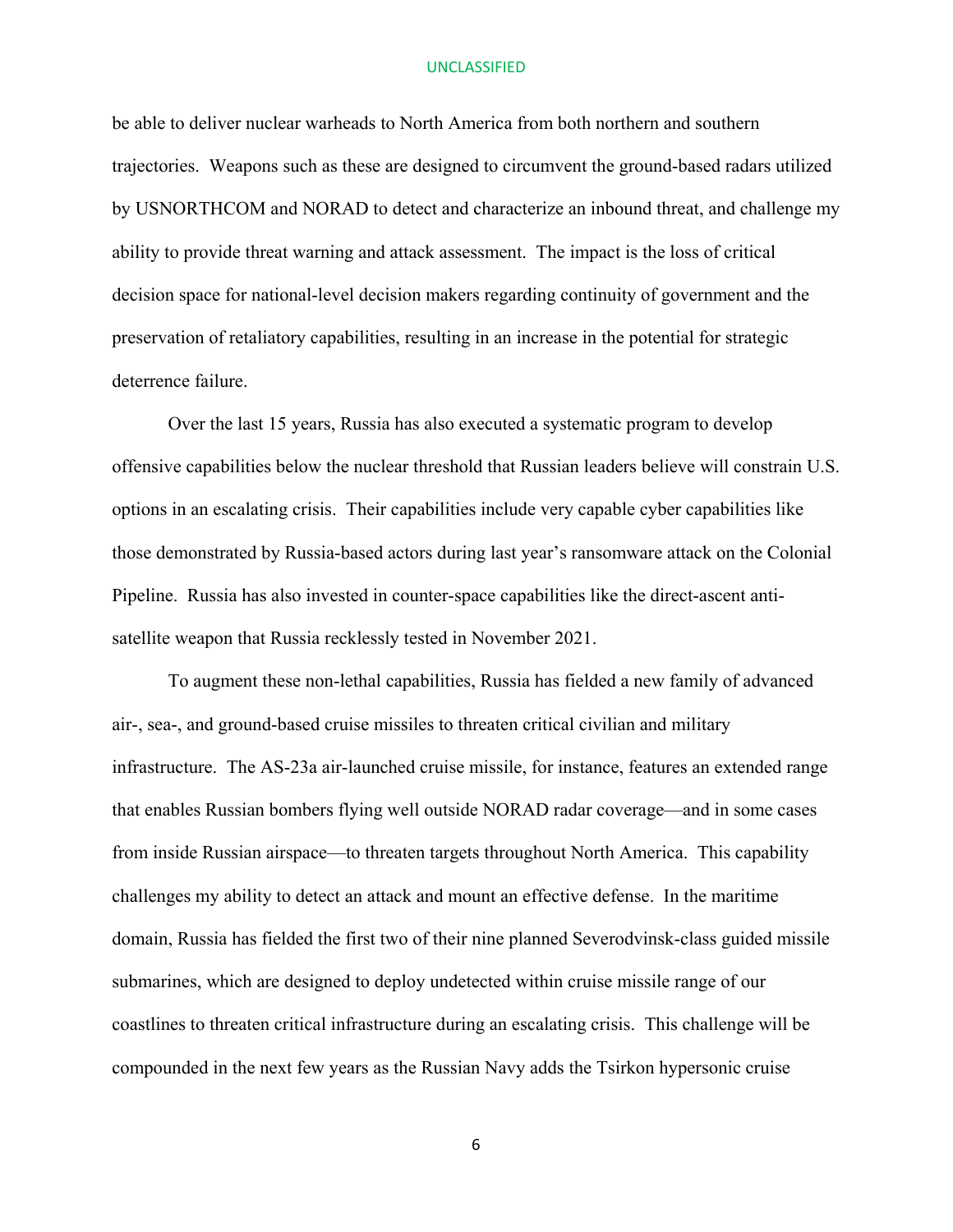be able to deliver nuclear warheads to North America from both northern and southern trajectories. Weapons such as these are designed to circumvent the ground-based radars utilized by USNORTHCOM and NORAD to detect and characterize an inbound threat, and challenge my ability to provide threat warning and attack assessment. The impact is the loss of critical decision space for national-level decision makers regarding continuity of government and the preservation of retaliatory capabilities, resulting in an increase in the potential for strategic deterrence failure.

Over the last 15 years, Russia has also executed a systematic program to develop offensive capabilities below the nuclear threshold that Russian leaders believe will constrain U.S. options in an escalating crisis. Their capabilities include very capable cyber capabilities like those demonstrated by Russia-based actors during last year's ransomware attack on the Colonial Pipeline. Russia has also invested in counter-space capabilities like the direct-ascent anti-satellite weapon that Russia recklessly tested in November 2021.

To augment these non-lethal capabilities, Russia has fielded a new family of advanced air-, sea-, and ground-based cruise missiles to threaten critical civilian and military infrastructure. The AS-23a air-launched cruise missile, for instance, features an extended range that enables Russian bombers flying well outside NORAD radar coverage—and in some cases from inside Russian airspace—to threaten targets throughout North America. This capability challenges my ability to detect an attack and mount an effective defense. In the maritime domain, Russia has fielded the first two of their nine planned Severodvinsk-class guided missile submarines, which are designed to deploy undetected within cruise missile range of our coastlines to threaten critical infrastructure during an escalating crisis. This challenge will be compounded in the next few years as the Russian Navy adds the Tsirkon hypersonic cruise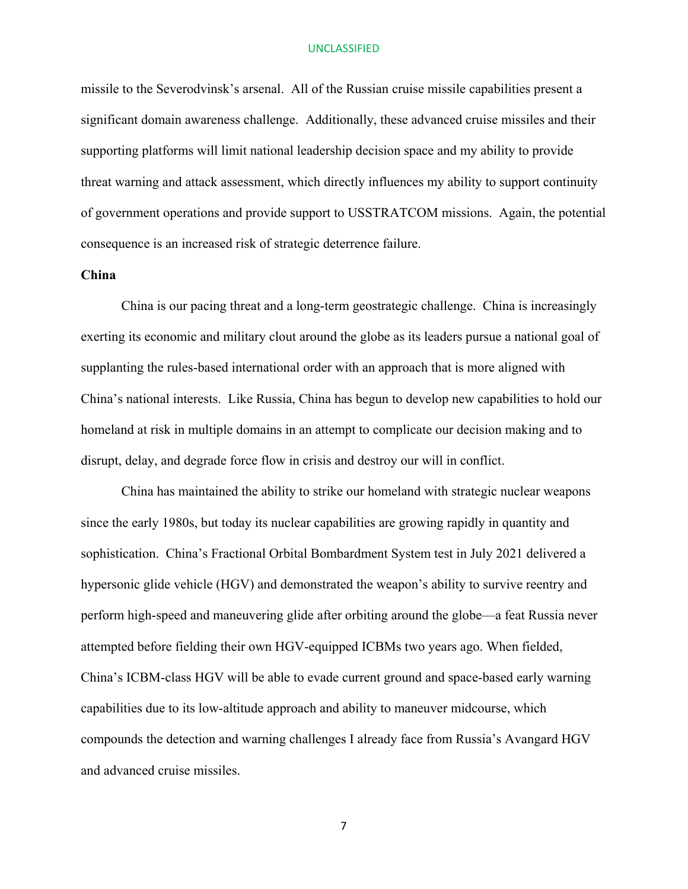missile to the Severodvinsk's arsenal. All of the Russian cruise missile capabilities present a significant domain awareness challenge. Additionally, these advanced cruise missiles and their supporting platforms will limit national leadership decision space and my ability to provide threat warning and attack assessment, which directly influences my ability to support continuity of government operations and provide support to USSTRATCOM missions. Again, the potential consequence is an increased risk of strategic deterrence failure.

**China**

China is our pacing threat and a long-term geostrategic challenge. China is increasingly exerting its economic and military clout around the globe as its leaders pursue a national goal of supplanting the rules-based international order with an approach that is more aligned with China's national interests. Like Russia, China has begun to develop new capabilities to hold our homeland at risk in multiple domains in an attempt to complicate our decision making and to disrupt, delay, and degrade force flow in crisis and destroy our will in conflict.

China has maintained the ability to strike our homeland with strategic nuclear weapons since the early 1980s, but today its nuclear capabilities are growing rapidly in quantity and sophistication. China's Fractional Orbital Bombardment System test in July 2021 delivered a hypersonic glide vehicle (HGV) and demonstrated the weapon's ability to survive reentry and perform high-speed and maneuvering glide after orbiting around the globe—a feat Russia never attempted before fielding their own HGV-equipped ICBMs two years ago. When fielded, China's ICBM-class HGV will be able to evade current ground and space-based early warning capabilities due to its low-altitude approach and ability to maneuver midcourse, which compounds the detection and warning challenges I already face from Russia's Avangard HGV and advanced cruise missiles.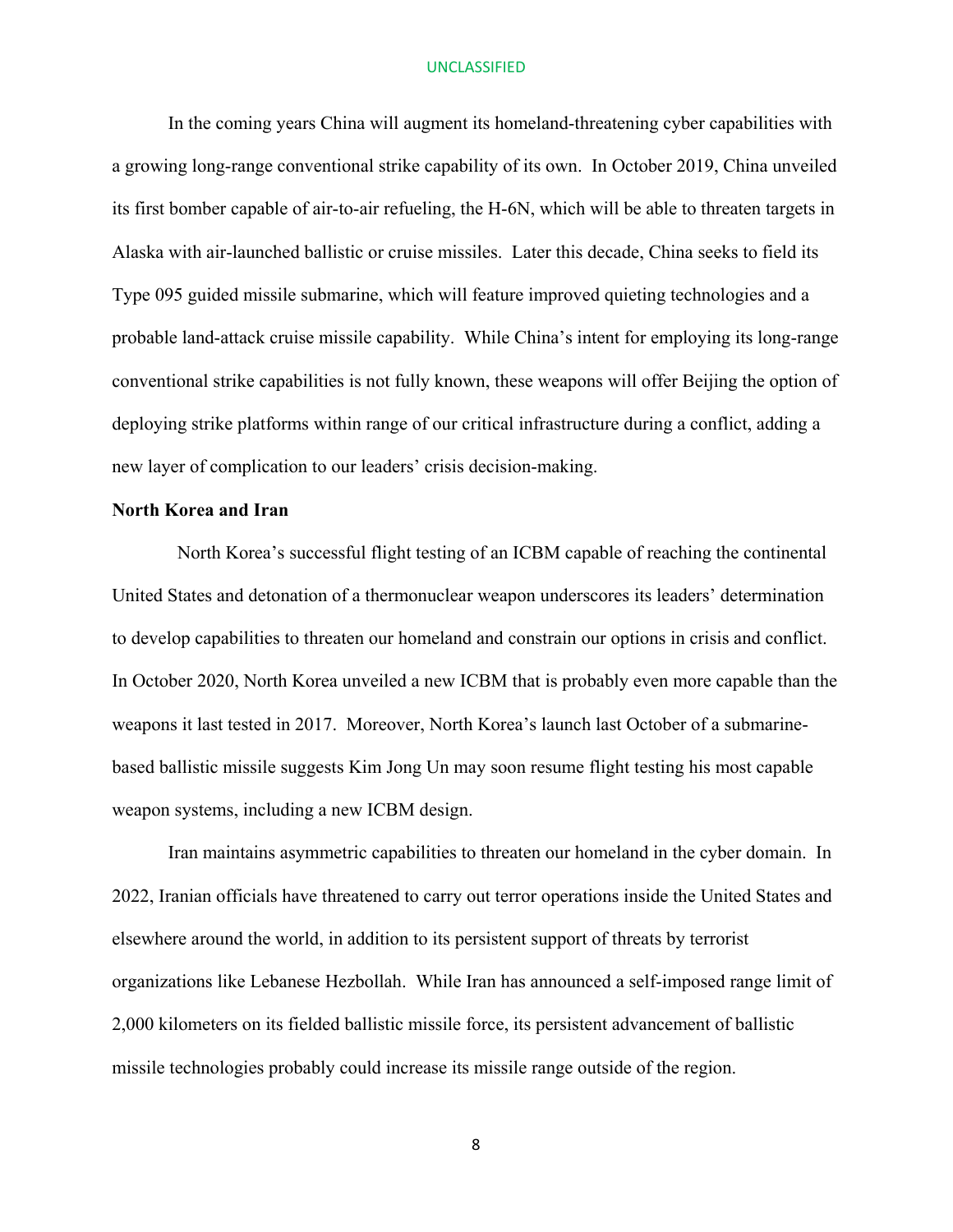In the coming years China will augment its homeland-threatening cyber capabilities with a growing long-range conventional strike capability of its own. In October 2019, China unveiled its first bomber capable of air-to-air refueling, the H-6N, which will be able to threaten targets in Alaska with air-launched ballistic or cruise missiles. Later this decade, China seeks to field its Type 095 guided missile submarine, which will feature improved quieting technologies and a probable land-attack cruise missile capability. While China's intent for employing its long-range conventional strike capabilities is not fully known, these weapons will offer Beijing the option of deploying strike platforms within range of our critical infrastructure during a conflict, adding a new layer of complication to our leaders' crisis decision-making.

**North Korea and Iran**

North Korea's successful flight testing of an ICBM capable of reaching the continental United States and detonation of a thermonuclear weapon underscores its leaders' determination to develop capabilities to threaten our homeland and constrain our options in crisis and conflict. In October 2020, North Korea unveiled a new ICBM that is probably even more capable than the weapons it last tested in 2017. Moreover, North Korea's launch last October of a submarine-based ballistic missile suggests Kim Jong Un may soon resume flight testing his most capable weapon systems, including a new ICBM design.

Iran maintains asymmetric capabilities to threaten our homeland in the cyber domain. In 2022, Iranian officials have threatened to carry out terror operations inside the United States and elsewhere around the world, in addition to its persistent support of threats by terrorist organizations like Lebanese Hezbollah. While Iran has announced a self-imposed range limit of 2,000 kilometers on its fielded ballistic missile force, its persistent advancement of ballistic missile technologies probably could increase its missile range outside of the region.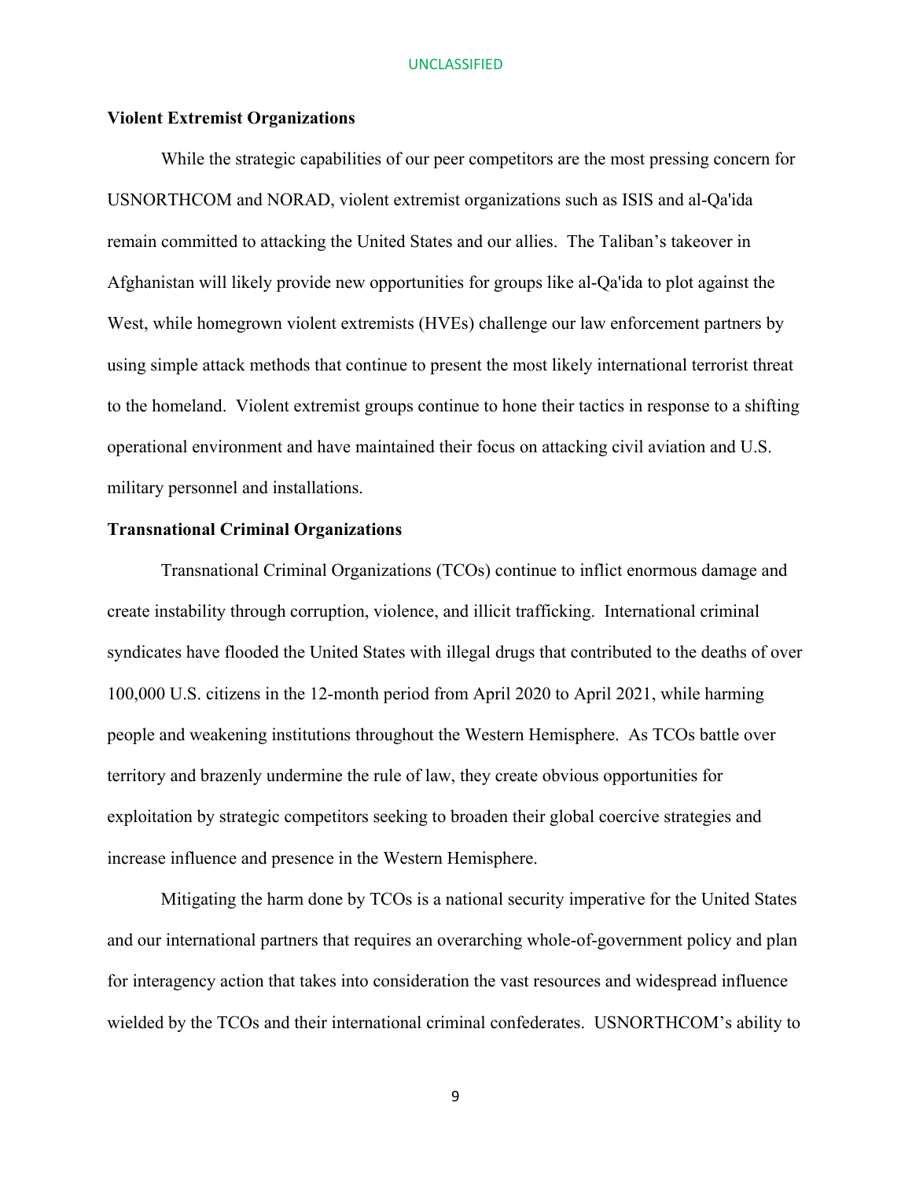### Violent Extremist Organizations

While the strategic capabilities of our peer competitors are the most pressing concern for USNORTHCOM and NORAD, violent extremist organizations such as ISIS and al-Qa'ida remain committed to attacking the United States and our allies. The Taliban's takeover in Afghanistan will likely provide new opportunities for groups like al-Qa'ida to plot against the West, while homegrown violent extremists (HVEs) challenge our law enforcement partners by using simple attack methods that continue to present the most likely international terrorist threat to the homeland. Violent extremist groups continue to hone their tactics in response to a shifting operational environment and have maintained their focus on attacking civil aviation and U.S. military personnel and installations.

### Transnational Criminal Organizations

Transnational Criminal Organizations (TCOs) continue to inflict enormous damage and create instability through corruption, violence, and illicit trafficking. International criminal syndicates have flooded the United States with illegal drugs that contributed to the deaths of over 100,000 U.S. citizens in the 12-month period from April 2020 to April 2021, while harming people and weakening institutions throughout the Western Hemisphere. As TCOs battle over territory and brazenly undermine the rule of law, they create obvious opportunities for exploitation by strategic competitors seeking to broaden their global coercive strategies and increase influence and presence in the Western Hemisphere.

Mitigating the harm done by TCOs is a national security imperative for the United States and our international partners that requires an overarching whole-of-government policy and plan for interagency action that takes into consideration the vast resources and widespread influence wielded by the TCOs and their international criminal confederates. USNORTHCOM's ability to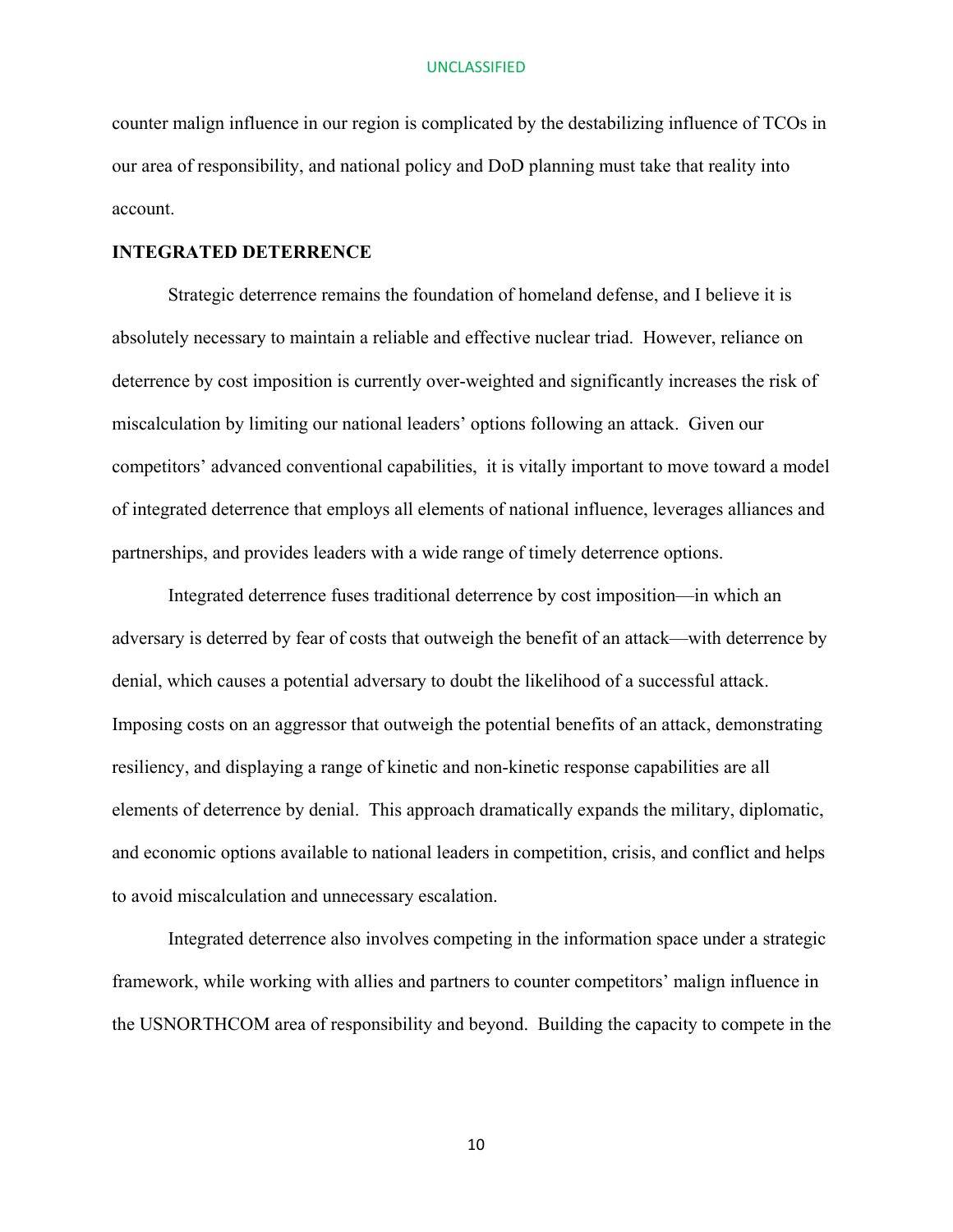counter malign influence in our region is complicated by the destabilizing influence of TCOs in our area of responsibility, and national policy and DoD planning must take that reality into account.

## INTEGRATED DETERRENCE

Strategic deterrence remains the foundation of homeland defense, and I believe it is absolutely necessary to maintain a reliable and effective nuclear triad. However, reliance on deterrence by cost imposition is currently over-weighted and significantly increases the risk of miscalculation by limiting our national leaders' options following an attack. Given our competitors' advanced conventional capabilities, it is vitally important to move toward a model of integrated deterrence that employs all elements of national influence, leverages alliances and partnerships, and provides leaders with a wide range of timely deterrence options.

Integrated deterrence fuses traditional deterrence by cost imposition—in which an adversary is deterred by fear of costs that outweigh the benefit of an attack—with deterrence by denial, which causes a potential adversary to doubt the likelihood of a successful attack. Imposing costs on an aggressor that outweigh the potential benefits of an attack, demonstrating resiliency, and displaying a range of kinetic and non-kinetic response capabilities are all elements of deterrence by denial. This approach dramatically expands the military, diplomatic, and economic options available to national leaders in competition, crisis, and conflict and helps to avoid miscalculation and unnecessary escalation.

Integrated deterrence also involves competing in the information space under a strategic framework, while working with allies and partners to counter competitors' malign influence in the USNORTHCOM area of responsibility and beyond. Building the capacity to compete in the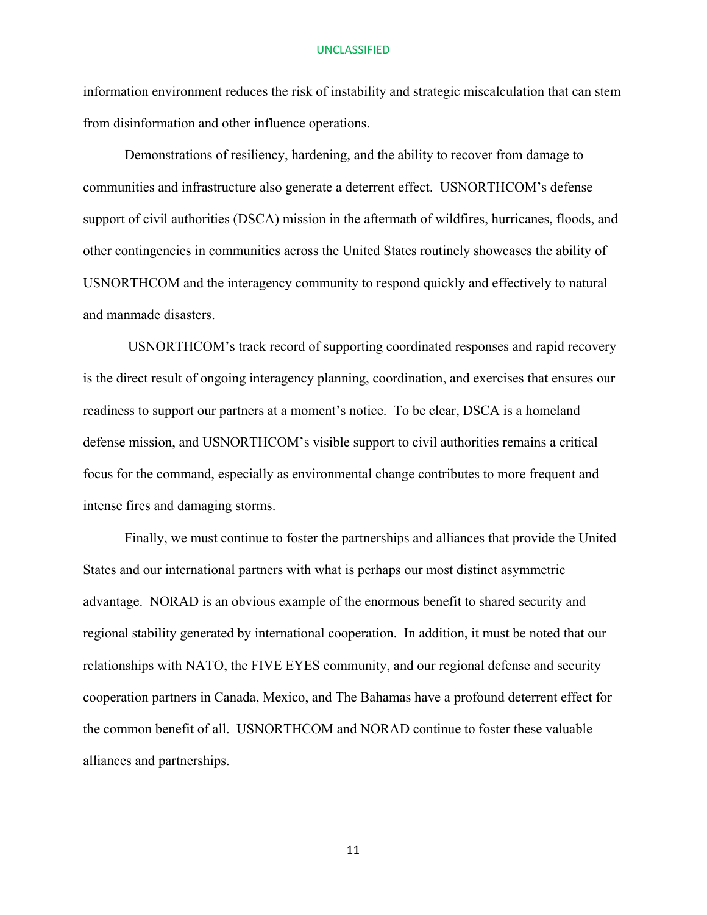information environment reduces the risk of instability and strategic miscalculation that can stem from disinformation and other influence operations.

Demonstrations of resiliency, hardening, and the ability to recover from damage to communities and infrastructure also generate a deterrent effect. USNORTHCOM's defense support of civil authorities (DSCA) mission in the aftermath of wildfires, hurricanes, floods, and other contingencies in communities across the United States routinely showcases the ability of USNORTHCOM and the interagency community to respond quickly and effectively to natural and manmade disasters.

USNORTHCOM's track record of supporting coordinated responses and rapid recovery is the direct result of ongoing interagency planning, coordination, and exercises that ensures our readiness to support our partners at a moment's notice. To be clear, DSCA is a homeland defense mission, and USNORTHCOM's visible support to civil authorities remains a critical focus for the command, especially as environmental change contributes to more frequent and intense fires and damaging storms.

Finally, we must continue to foster the partnerships and alliances that provide the United States and our international partners with what is perhaps our most distinct asymmetric advantage. NORAD is an obvious example of the enormous benefit to shared security and regional stability generated by international cooperation. In addition, it must be noted that our relationships with NATO, the FIVE EYES community, and our regional defense and security cooperation partners in Canada, Mexico, and The Bahamas have a profound deterrent effect for the common benefit of all. USNORTHCOM and NORAD continue to foster these valuable alliances and partnerships.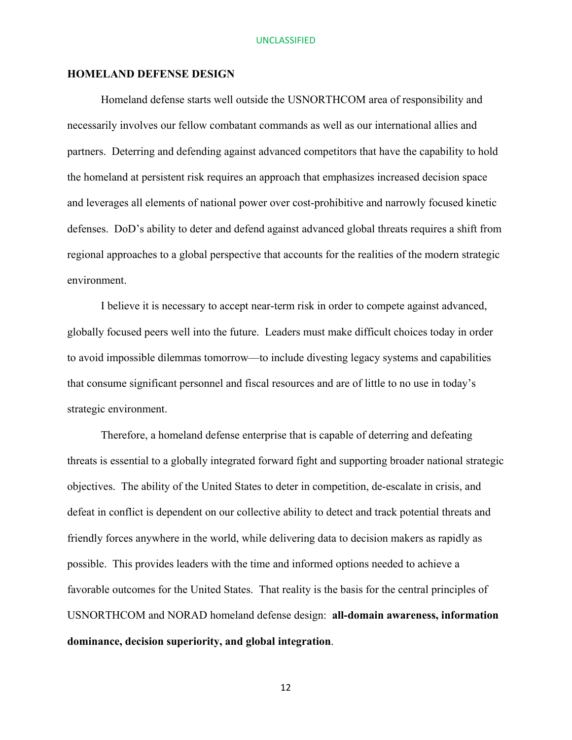## HOMELAND DEFENSE DESIGN

Homeland defense starts well outside the USNORTHCOM area of responsibility and necessarily involves our fellow combatant commands as well as our international allies and partners. Deterring and defending against advanced competitors that have the capability to hold the homeland at persistent risk requires an approach that emphasizes increased decision space and leverages all elements of national power over cost-prohibitive and narrowly focused kinetic defenses. DoD's ability to deter and defend against advanced global threats requires a shift from regional approaches to a global perspective that accounts for the realities of the modern strategic environment.

I believe it is necessary to accept near-term risk in order to compete against advanced, globally focused peers well into the future. Leaders must make difficult choices today in order to avoid impossible dilemmas tomorrow—to include divesting legacy systems and capabilities that consume significant personnel and fiscal resources and are of little to no use in today's strategic environment.

Therefore, a homeland defense enterprise that is capable of deterring and defeating threats is essential to a globally integrated forward fight and supporting broader national strategic objectives. The ability of the United States to deter in competition, de-escalate in crisis, and defeat in conflict is dependent on our collective ability to detect and track potential threats and friendly forces anywhere in the world, while delivering data to decision makers as rapidly as possible. This provides leaders with the time and informed options needed to achieve a favorable outcomes for the United States. That reality is the basis for the central principles of USNORTHCOM and NORAD homeland defense design: **all-domain awareness, information dominance, decision superiority, and global integration**.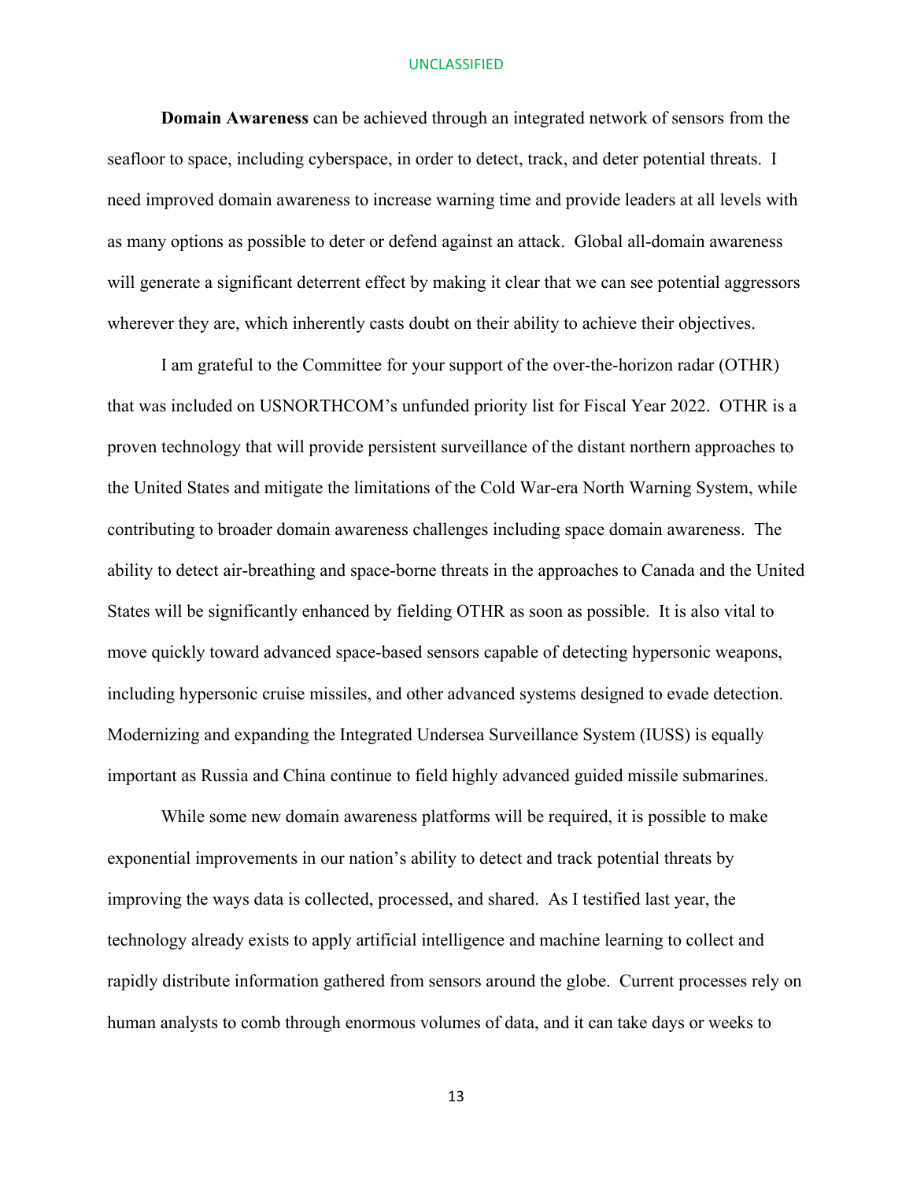**Domain Awareness** can be achieved through an integrated network of sensors from the seafloor to space, including cyberspace, in order to detect, track, and deter potential threats. I need improved domain awareness to increase warning time and provide leaders at all levels with as many options as possible to deter or defend against an attack. Global all-domain awareness will generate a significant deterrent effect by making it clear that we can see potential aggressors wherever they are, which inherently casts doubt on their ability to achieve their objectives.

I am grateful to the Committee for your support of the over-the-horizon radar (OTHR) that was included on USNORTHCOM's unfunded priority list for Fiscal Year 2022. OTHR is a proven technology that will provide persistent surveillance of the distant northern approaches to the United States and mitigate the limitations of the Cold War-era North Warning System, while contributing to broader domain awareness challenges including space domain awareness. The ability to detect air-breathing and space-borne threats in the approaches to Canada and the United States will be significantly enhanced by fielding OTHR as soon as possible. It is also vital to move quickly toward advanced space-based sensors capable of detecting hypersonic weapons, including hypersonic cruise missiles, and other advanced systems designed to evade detection. Modernizing and expanding the Integrated Undersea Surveillance System (IUSS) is equally important as Russia and China continue to field highly advanced guided missile submarines.

While some new domain awareness platforms will be required, it is possible to make exponential improvements in our nation's ability to detect and track potential threats by improving the ways data is collected, processed, and shared. As I testified last year, the technology already exists to apply artificial intelligence and machine learning to collect and rapidly distribute information gathered from sensors around the globe. Current processes rely on human analysts to comb through enormous volumes of data, and it can take days or weeks to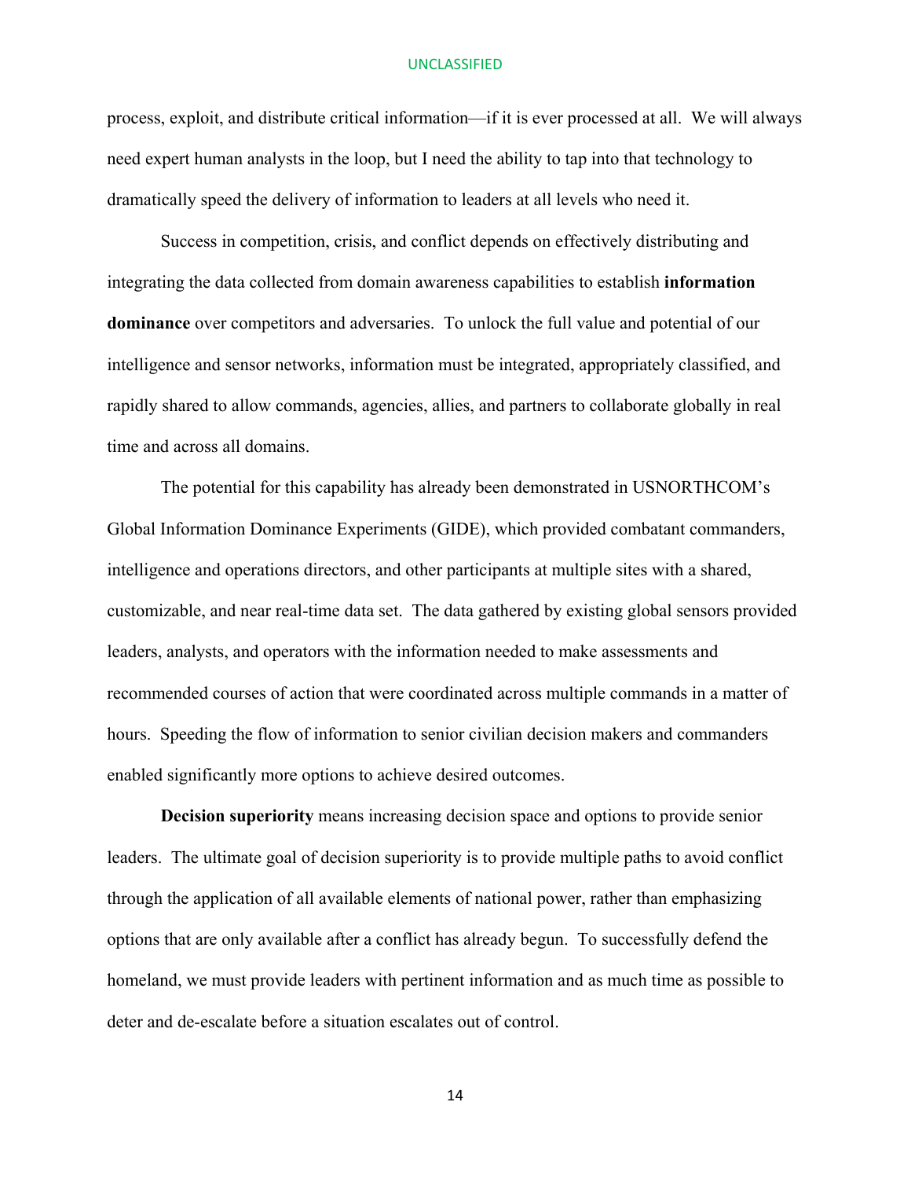process, exploit, and distribute critical information—if it is ever processed at all. We will always need expert human analysts in the loop, but I need the ability to tap into that technology to dramatically speed the delivery of information to leaders at all levels who need it.

Success in competition, crisis, and conflict depends on effectively distributing and integrating the data collected from domain awareness capabilities to establish **information dominance** over competitors and adversaries. To unlock the full value and potential of our intelligence and sensor networks, information must be integrated, appropriately classified, and rapidly shared to allow commands, agencies, allies, and partners to collaborate globally in real time and across all domains.

The potential for this capability has already been demonstrated in USNORTHCOM's Global Information Dominance Experiments (GIDE), which provided combatant commanders, intelligence and operations directors, and other participants at multiple sites with a shared, customizable, and near real-time data set. The data gathered by existing global sensors provided leaders, analysts, and operators with the information needed to make assessments and recommended courses of action that were coordinated across multiple commands in a matter of hours. Speeding the flow of information to senior civilian decision makers and commanders enabled significantly more options to achieve desired outcomes.

**Decision superiority** means increasing decision space and options to provide senior leaders. The ultimate goal of decision superiority is to provide multiple paths to avoid conflict through the application of all available elements of national power, rather than emphasizing options that are only available after a conflict has already begun. To successfully defend the homeland, we must provide leaders with pertinent information and as much time as possible to deter and de-escalate before a situation escalates out of control.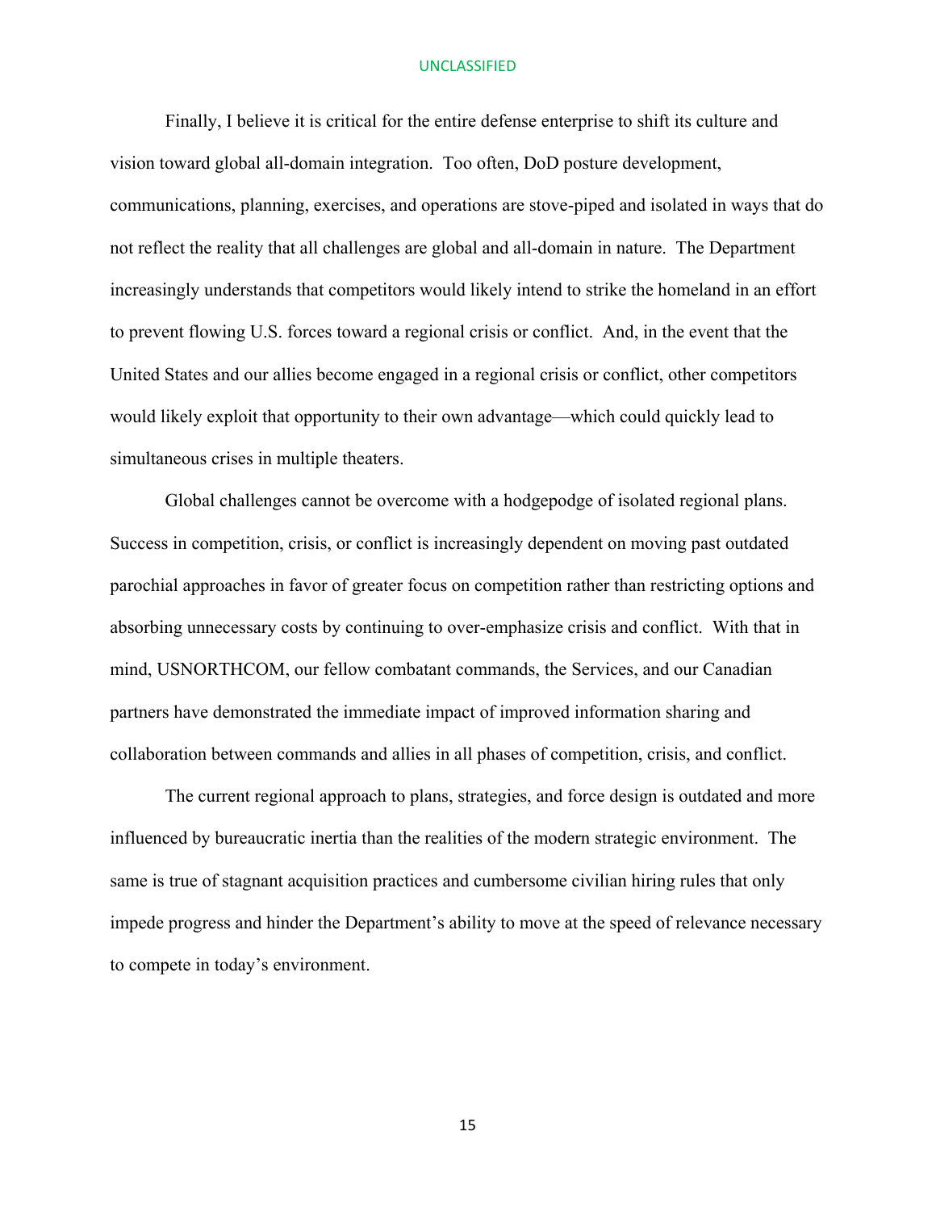Finally, I believe it is critical for the entire defense enterprise to shift its culture and vision toward global all-domain integration. Too often, DoD posture development, communications, planning, exercises, and operations are stove-piped and isolated in ways that do not reflect the reality that all challenges are global and all-domain in nature. The Department increasingly understands that competitors would likely intend to strike the homeland in an effort to prevent flowing U.S. forces toward a regional crisis or conflict. And, in the event that the United States and our allies become engaged in a regional crisis or conflict, other competitors would likely exploit that opportunity to their own advantage—which could quickly lead to simultaneous crises in multiple theaters.

Global challenges cannot be overcome with a hodgepodge of isolated regional plans. Success in competition, crisis, or conflict is increasingly dependent on moving past outdated parochial approaches in favor of greater focus on competition rather than restricting options and absorbing unnecessary costs by continuing to over-emphasize crisis and conflict. With that in mind, USNORTHCOM, our fellow combatant commands, the Services, and our Canadian partners have demonstrated the immediate impact of improved information sharing and collaboration between commands and allies in all phases of competition, crisis, and conflict.

The current regional approach to plans, strategies, and force design is outdated and more influenced by bureaucratic inertia than the realities of the modern strategic environment. The same is true of stagnant acquisition practices and cumbersome civilian hiring rules that only impede progress and hinder the Department's ability to move at the speed of relevance necessary to compete in today's environment.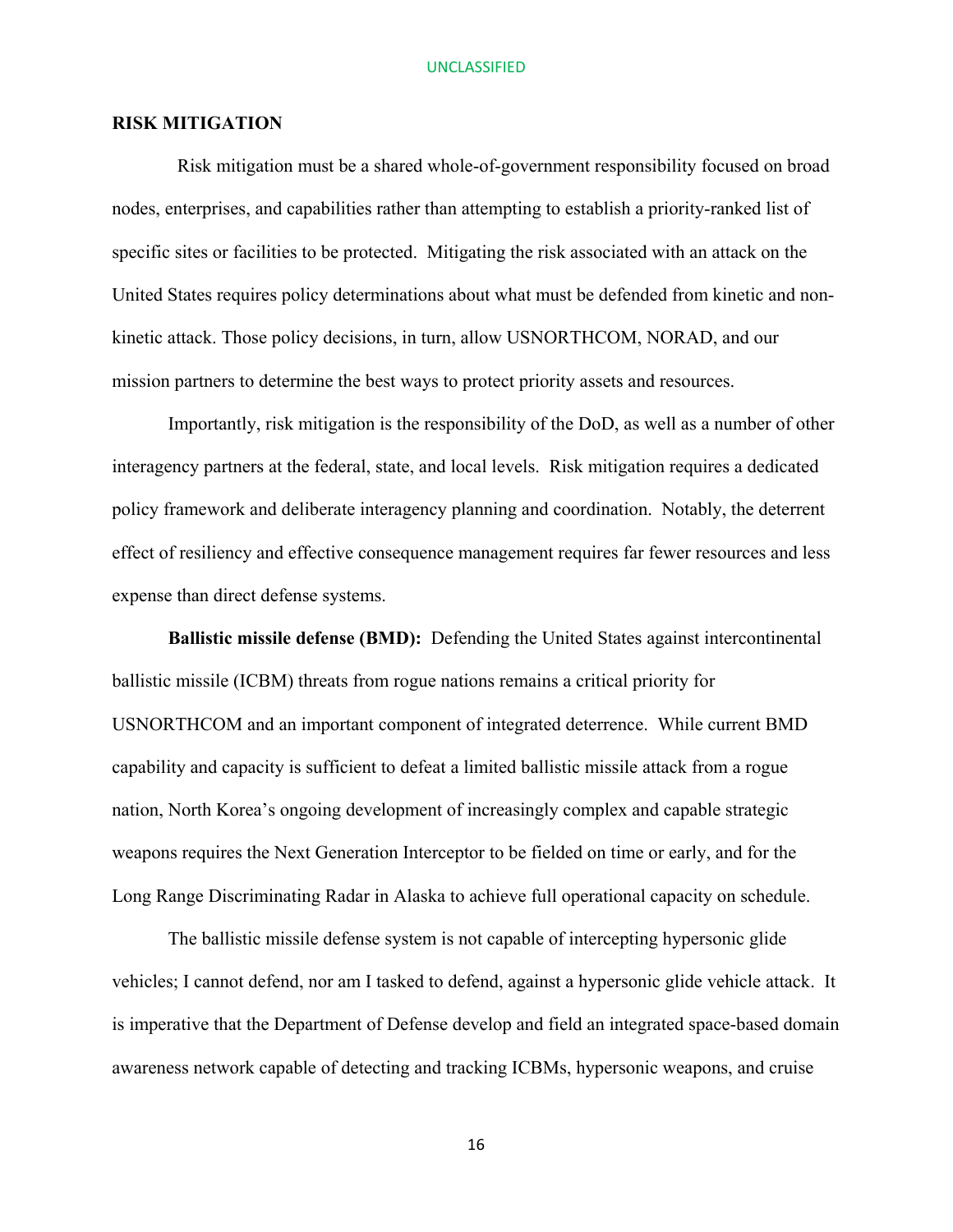## RISK MITIGATION

Risk mitigation must be a shared whole-of-government responsibility focused on broad nodes, enterprises, and capabilities rather than attempting to establish a priority-ranked list of specific sites or facilities to be protected. Mitigating the risk associated with an attack on the United States requires policy determinations about what must be defended from kinetic and non-kinetic attack. Those policy decisions, in turn, allow USNORTHCOM, NORAD, and our mission partners to determine the best ways to protect priority assets and resources.

Importantly, risk mitigation is the responsibility of the DoD, as well as a number of other interagency partners at the federal, state, and local levels. Risk mitigation requires a dedicated policy framework and deliberate interagency planning and coordination. Notably, the deterrent effect of resiliency and effective consequence management requires far fewer resources and less expense than direct defense systems.

**Ballistic missile defense (BMD):** Defending the United States against intercontinental ballistic missile (ICBM) threats from rogue nations remains a critical priority for USNORTHCOM and an important component of integrated deterrence. While current BMD capability and capacity is sufficient to defeat a limited ballistic missile attack from a rogue nation, North Korea's ongoing development of increasingly complex and capable strategic weapons requires the Next Generation Interceptor to be fielded on time or early, and for the Long Range Discriminating Radar in Alaska to achieve full operational capacity on schedule.

The ballistic missile defense system is not capable of intercepting hypersonic glide vehicles; I cannot defend, nor am I tasked to defend, against a hypersonic glide vehicle attack. It is imperative that the Department of Defense develop and field an integrated space-based domain awareness network capable of detecting and tracking ICBMs, hypersonic weapons, and cruise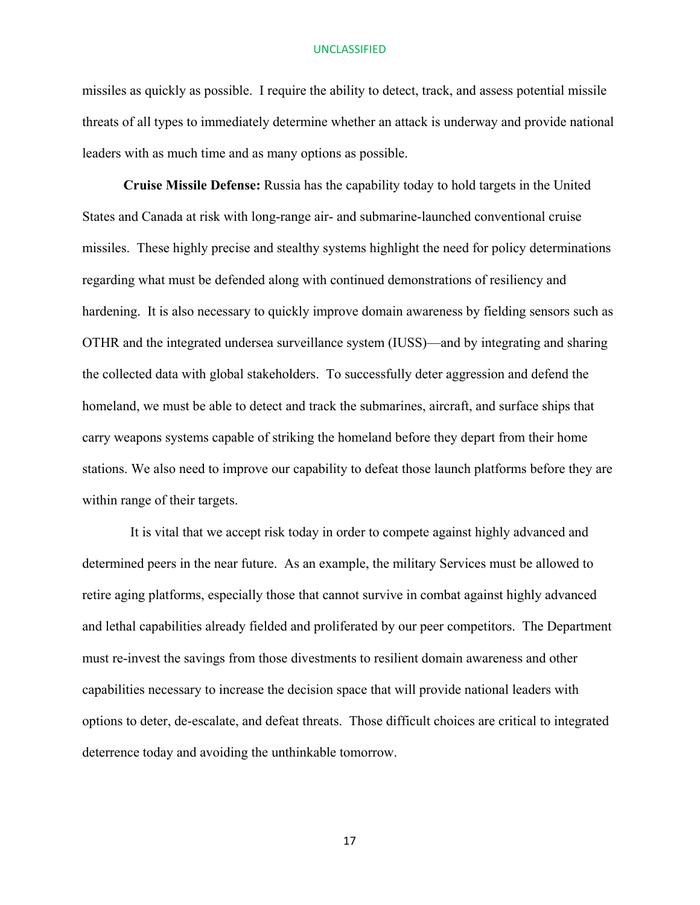missiles as quickly as possible. I require the ability to detect, track, and assess potential missile threats of all types to immediately determine whether an attack is underway and provide national leaders with as much time and as many options as possible.

**Cruise Missile Defense:** Russia has the capability today to hold targets in the United States and Canada at risk with long-range air- and submarine-launched conventional cruise missiles. These highly precise and stealthy systems highlight the need for policy determinations regarding what must be defended along with continued demonstrations of resiliency and hardening. It is also necessary to quickly improve domain awareness by fielding sensors such as OTHR and the integrated undersea surveillance system (IUSS)—and by integrating and sharing the collected data with global stakeholders. To successfully deter aggression and defend the homeland, we must be able to detect and track the submarines, aircraft, and surface ships that carry weapons systems capable of striking the homeland before they depart from their home stations. We also need to improve our capability to defeat those launch platforms before they are within range of their targets.

It is vital that we accept risk today in order to compete against highly advanced and determined peers in the near future. As an example, the military Services must be allowed to retire aging platforms, especially those that cannot survive in combat against highly advanced and lethal capabilities already fielded and proliferated by our peer competitors. The Department must re-invest the savings from those divestments to resilient domain awareness and other capabilities necessary to increase the decision space that will provide national leaders with options to deter, de-escalate, and defeat threats. Those difficult choices are critical to integrated deterrence today and avoiding the unthinkable tomorrow.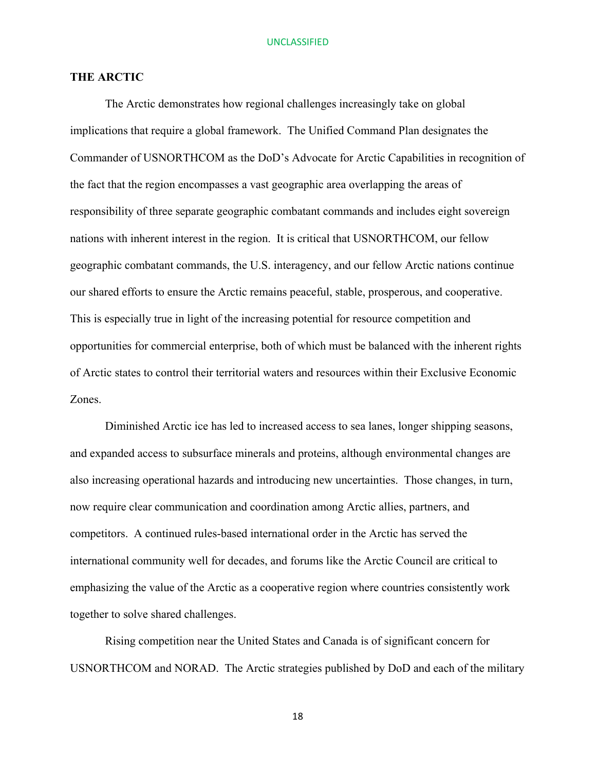## THE ARCTIC

The Arctic demonstrates how regional challenges increasingly take on global implications that require a global framework. The Unified Command Plan designates the Commander of USNORTHCOM as the DoD's Advocate for Arctic Capabilities in recognition of the fact that the region encompasses a vast geographic area overlapping the areas of responsibility of three separate geographic combatant commands and includes eight sovereign nations with inherent interest in the region. It is critical that USNORTHCOM, our fellow geographic combatant commands, the U.S. interagency, and our fellow Arctic nations continue our shared efforts to ensure the Arctic remains peaceful, stable, prosperous, and cooperative. This is especially true in light of the increasing potential for resource competition and opportunities for commercial enterprise, both of which must be balanced with the inherent rights of Arctic states to control their territorial waters and resources within their Exclusive Economic Zones.

Diminished Arctic ice has led to increased access to sea lanes, longer shipping seasons, and expanded access to subsurface minerals and proteins, although environmental changes are also increasing operational hazards and introducing new uncertainties. Those changes, in turn, now require clear communication and coordination among Arctic allies, partners, and competitors. A continued rules-based international order in the Arctic has served the international community well for decades, and forums like the Arctic Council are critical to emphasizing the value of the Arctic as a cooperative region where countries consistently work together to solve shared challenges.

Rising competition near the United States and Canada is of significant concern for USNORTHCOM and NORAD. The Arctic strategies published by DoD and each of the military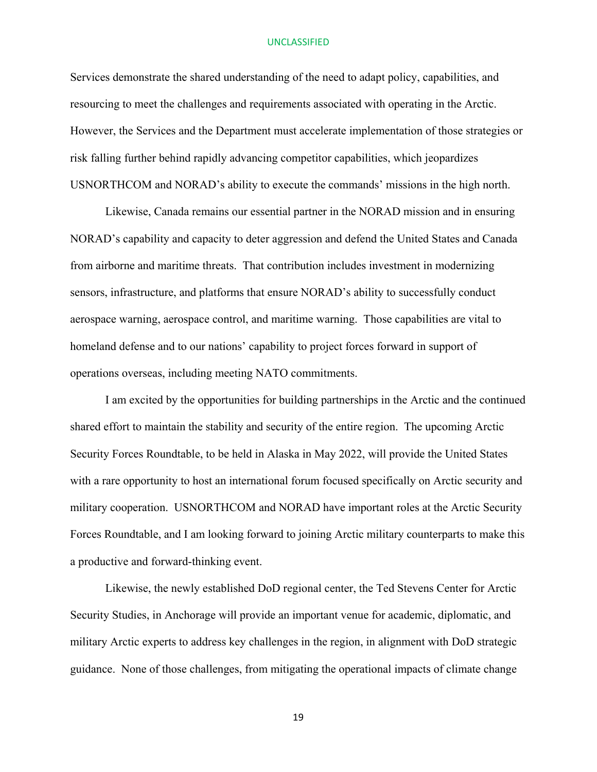Services demonstrate the shared understanding of the need to adapt policy, capabilities, and resourcing to meet the challenges and requirements associated with operating in the Arctic. However, the Services and the Department must accelerate implementation of those strategies or risk falling further behind rapidly advancing competitor capabilities, which jeopardizes USNORTHCOM and NORAD's ability to execute the commands' missions in the high north.

Likewise, Canada remains our essential partner in the NORAD mission and in ensuring NORAD's capability and capacity to deter aggression and defend the United States and Canada from airborne and maritime threats. That contribution includes investment in modernizing sensors, infrastructure, and platforms that ensure NORAD's ability to successfully conduct aerospace warning, aerospace control, and maritime warning. Those capabilities are vital to homeland defense and to our nations' capability to project forces forward in support of operations overseas, including meeting NATO commitments.

I am excited by the opportunities for building partnerships in the Arctic and the continued shared effort to maintain the stability and security of the entire region. The upcoming Arctic Security Forces Roundtable, to be held in Alaska in May 2022, will provide the United States with a rare opportunity to host an international forum focused specifically on Arctic security and military cooperation. USNORTHCOM and NORAD have important roles at the Arctic Security Forces Roundtable, and I am looking forward to joining Arctic military counterparts to make this a productive and forward-thinking event.

Likewise, the newly established DoD regional center, the Ted Stevens Center for Arctic Security Studies, in Anchorage will provide an important venue for academic, diplomatic, and military Arctic experts to address key challenges in the region, in alignment with DoD strategic guidance. None of those challenges, from mitigating the operational impacts of climate change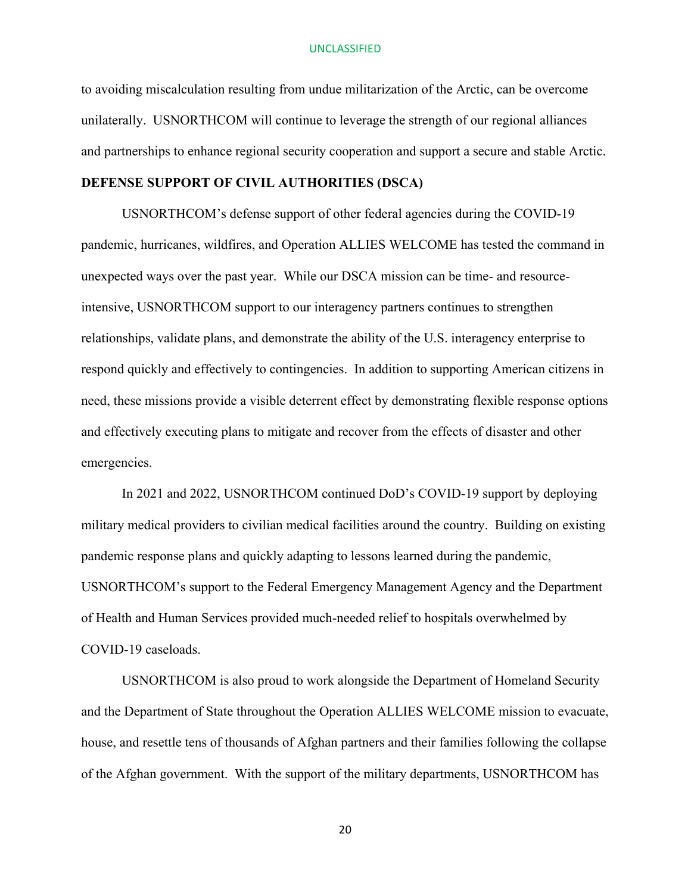to avoiding miscalculation resulting from undue militarization of the Arctic, can be overcome unilaterally. USNORTHCOM will continue to leverage the strength of our regional alliances and partnerships to enhance regional security cooperation and support a secure and stable Arctic.

**DEFENSE SUPPORT OF CIVIL AUTHORITIES (DSCA)**

USNORTHCOM's defense support of other federal agencies during the COVID-19 pandemic, hurricanes, wildfires, and Operation ALLIES WELCOME has tested the command in unexpected ways over the past year. While our DSCA mission can be time- and resource-intensive, USNORTHCOM support to our interagency partners continues to strengthen relationships, validate plans, and demonstrate the ability of the U.S. interagency enterprise to respond quickly and effectively to contingencies. In addition to supporting American citizens in need, these missions provide a visible deterrent effect by demonstrating flexible response options and effectively executing plans to mitigate and recover from the effects of disaster and other emergencies.

In 2021 and 2022, USNORTHCOM continued DoD's COVID-19 support by deploying military medical providers to civilian medical facilities around the country. Building on existing pandemic response plans and quickly adapting to lessons learned during the pandemic, USNORTHCOM's support to the Federal Emergency Management Agency and the Department of Health and Human Services provided much-needed relief to hospitals overwhelmed by COVID-19 caseloads.

USNORTHCOM is also proud to work alongside the Department of Homeland Security and the Department of State throughout the Operation ALLIES WELCOME mission to evacuate, house, and resettle tens of thousands of Afghan partners and their families following the collapse of the Afghan government. With the support of the military departments, USNORTHCOM has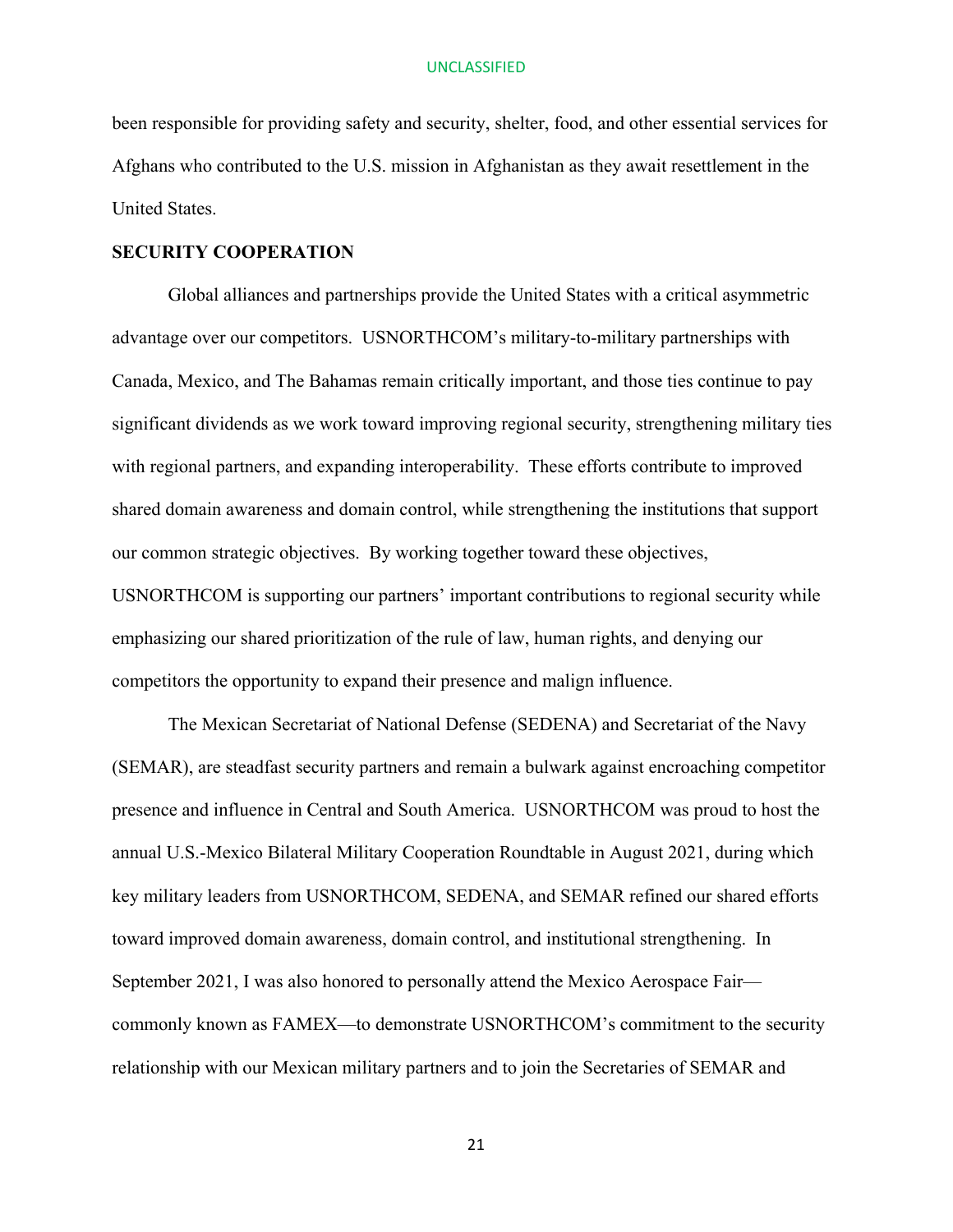been responsible for providing safety and security, shelter, food, and other essential services for Afghans who contributed to the U.S. mission in Afghanistan as they await resettlement in the United States.

**SECURITY COOPERATION**

Global alliances and partnerships provide the United States with a critical asymmetric advantage over our competitors. USNORTHCOM's military-to-military partnerships with Canada, Mexico, and The Bahamas remain critically important, and those ties continue to pay significant dividends as we work toward improving regional security, strengthening military ties with regional partners, and expanding interoperability. These efforts contribute to improved shared domain awareness and domain control, while strengthening the institutions that support our common strategic objectives. By working together toward these objectives, USNORTHCOM is supporting our partners' important contributions to regional security while emphasizing our shared prioritization of the rule of law, human rights, and denying our competitors the opportunity to expand their presence and malign influence.

The Mexican Secretariat of National Defense (SEDENA) and Secretariat of the Navy (SEMAR), are steadfast security partners and remain a bulwark against encroaching competitor presence and influence in Central and South America. USNORTHCOM was proud to host the annual U.S.-Mexico Bilateral Military Cooperation Roundtable in August 2021, during which key military leaders from USNORTHCOM, SEDENA, and SEMAR refined our shared efforts toward improved domain awareness, domain control, and institutional strengthening. In September 2021, I was also honored to personally attend the Mexico Aerospace Fair—commonly known as FAMEX—to demonstrate USNORTHCOM's commitment to the security relationship with our Mexican military partners and to join the Secretaries of SEMAR and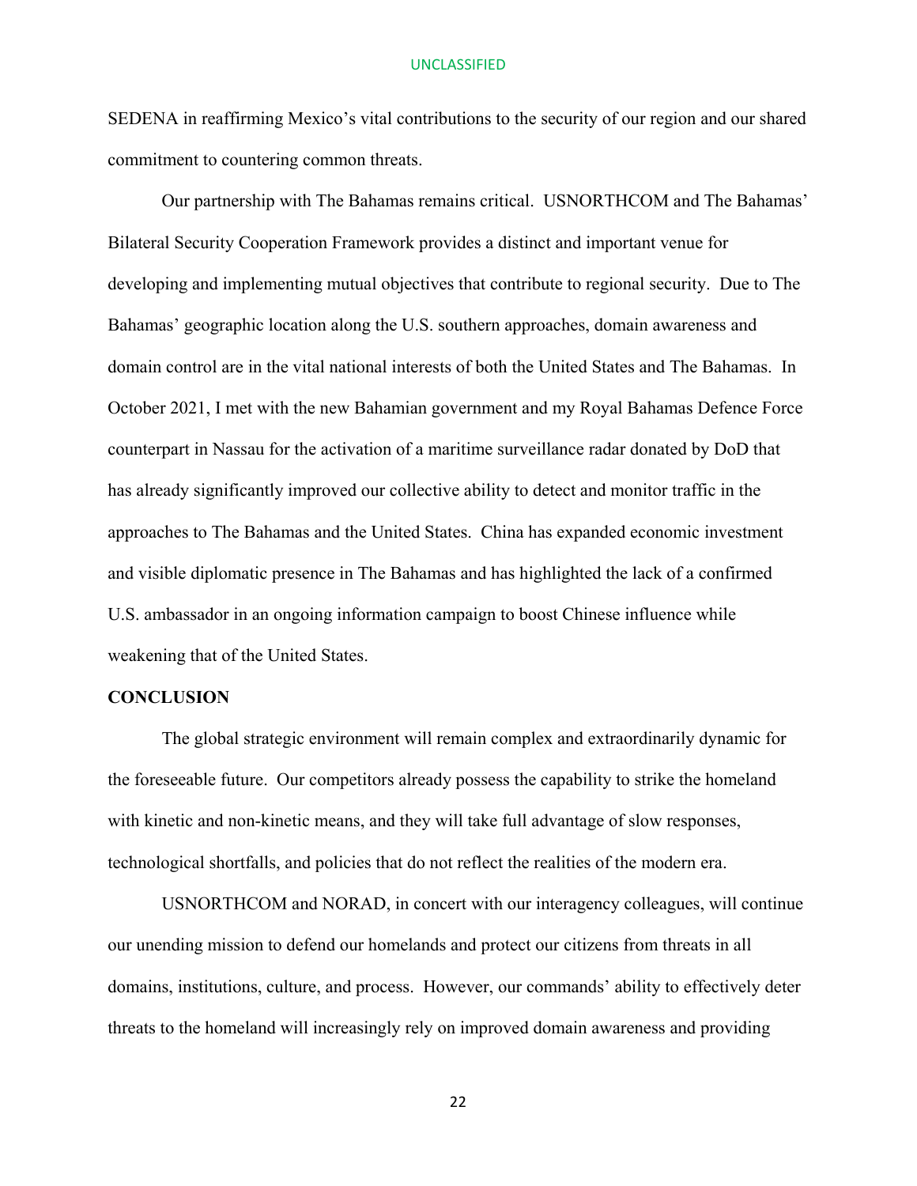SEDENA in reaffirming Mexico's vital contributions to the security of our region and our shared commitment to countering common threats.

Our partnership with The Bahamas remains critical. USNORTHCOM and The Bahamas' Bilateral Security Cooperation Framework provides a distinct and important venue for developing and implementing mutual objectives that contribute to regional security. Due to The Bahamas' geographic location along the U.S. southern approaches, domain awareness and domain control are in the vital national interests of both the United States and The Bahamas. In October 2021, I met with the new Bahamian government and my Royal Bahamas Defence Force counterpart in Nassau for the activation of a maritime surveillance radar donated by DoD that has already significantly improved our collective ability to detect and monitor traffic in the approaches to The Bahamas and the United States. China has expanded economic investment and visible diplomatic presence in The Bahamas and has highlighted the lack of a confirmed U.S. ambassador in an ongoing information campaign to boost Chinese influence while weakening that of the United States.

## CONCLUSION

The global strategic environment will remain complex and extraordinarily dynamic for the foreseeable future. Our competitors already possess the capability to strike the homeland with kinetic and non-kinetic means, and they will take full advantage of slow responses, technological shortfalls, and policies that do not reflect the realities of the modern era.

USNORTHCOM and NORAD, in concert with our interagency colleagues, will continue our unending mission to defend our homelands and protect our citizens from threats in all domains, institutions, culture, and process. However, our commands' ability to effectively deter threats to the homeland will increasingly rely on improved domain awareness and providing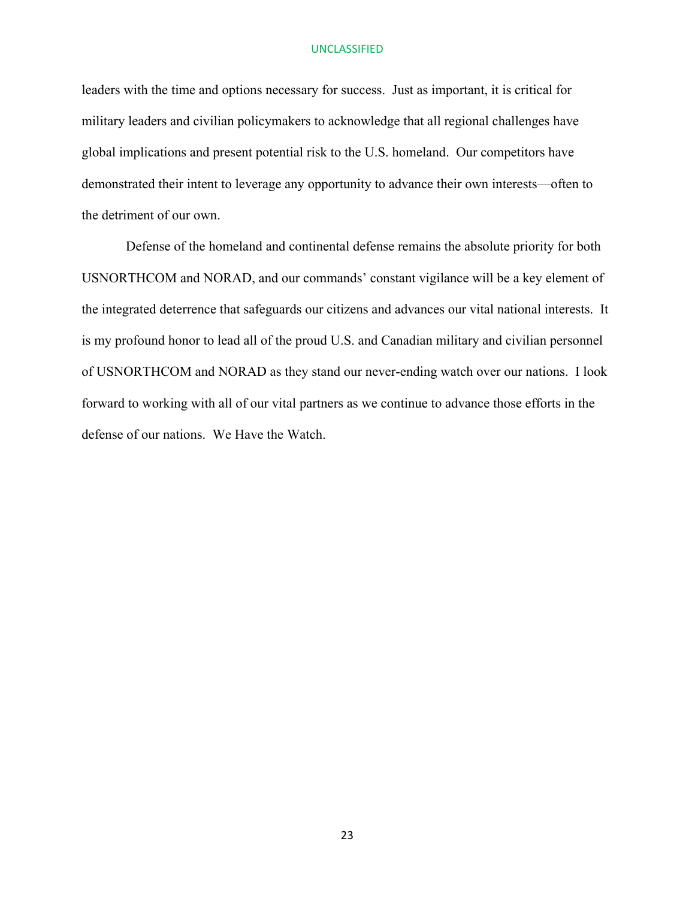leaders with the time and options necessary for success. Just as important, it is critical for military leaders and civilian policymakers to acknowledge that all regional challenges have global implications and present potential risk to the U.S. homeland. Our competitors have demonstrated their intent to leverage any opportunity to advance their own interests—often to the detriment of our own.

Defense of the homeland and continental defense remains the absolute priority for both USNORTHCOM and NORAD, and our commands' constant vigilance will be a key element of the integrated deterrence that safeguards our citizens and advances our vital national interests. It is my profound honor to lead all of the proud U.S. and Canadian military and civilian personnel of USNORTHCOM and NORAD as they stand our never-ending watch over our nations. I look forward to working with all of our vital partners as we continue to advance those efforts in the defense of our nations. We Have the Watch.